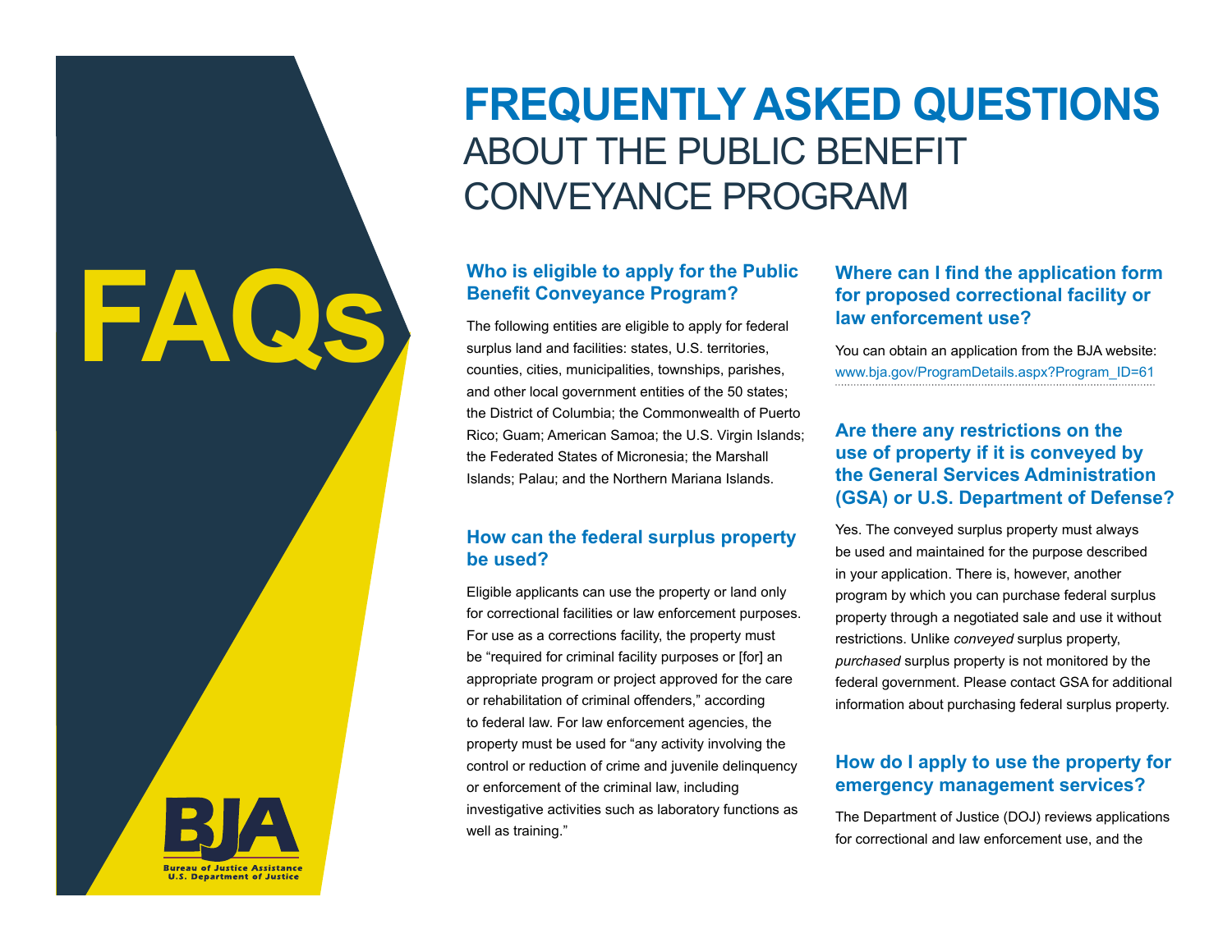# FAQs

# FREQUENTLY ASKED QUESTIONS ABOUT THE PUBLIC BENEFIT CONVEYANCE PROGRAM

## Who is eligible to apply for the Public Benefit Conveyance Program?

The following entities are eligible to apply for federal surplus land and facilities: states, U.S. territories, counties, cities, municipalities, townships, parishes, and other local government entities of the 50 states; the District of Columbia; the Commonwealth of Puerto Rico; Guam; American Samoa; the U.S. Virgin Islands; the Federated States of Micronesia; the Marshall Islands; Palau; and the Northern Mariana Islands.

## How can the federal surplus property be used?

Eligible applicants can use the property or land only for correctional facilities or law enforcement purposes. For use as a corrections facility, the property must be "required for criminal facility purposes or [for] an appropriate program or project approved for the care or rehabilitation of criminal offenders," according to federal law. For law enforcement agencies, the property must be used for "any activity involving the control or reduction of crime and juvenile delinquency or enforcement of the criminal law, including investigative activities such as laboratory functions as well as training."

## Where can I find the application form for proposed correctional facility or law enforcement use?

You can obtain an application from the BJA website: www.bja.gov/ProgramDetails.aspx?Program_ID=61

## Are there any restrictions on the use of property if it is conveyed by the General Services Administration (GSA) or U.S. Department of Defense?

Yes. The conveyed surplus property must always be used and maintained for the purpose described in your application. There is, however, another program by which you can purchase federal surplus property through a negotiated sale and use it without restrictions. Unlike *conveyed* surplus property, *purchased* surplus property is not monitored by the federal government. Please contact GSA for additional information about purchasing federal surplus property.

## How do I apply to use the property for emergency management services?

The Department of Justice (DOJ) reviews applications for correctional and law enforcement use, and the

BJA
Bureau of Justice Assistance
U.S. Department of Justice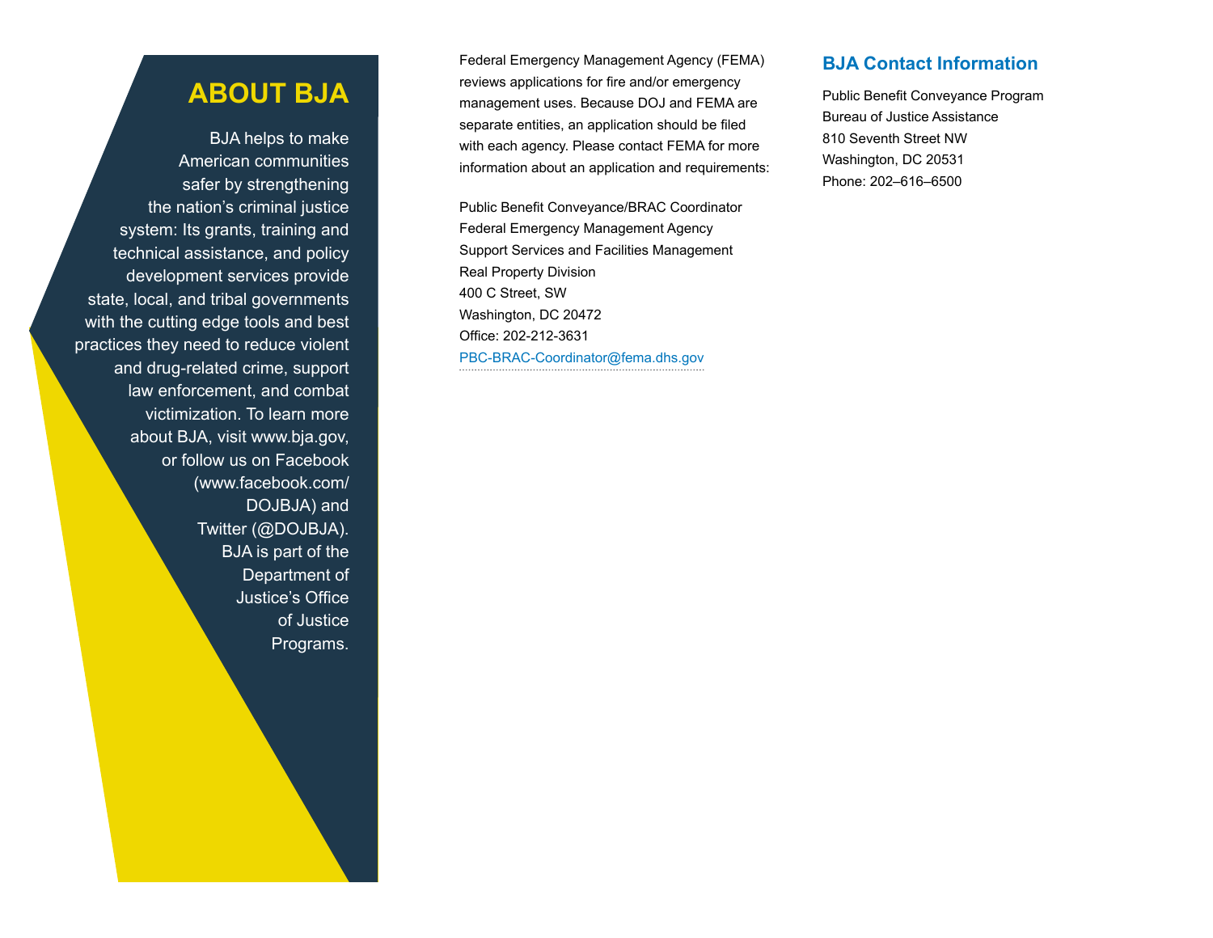## ABOUT BJA

BJA helps to make American communities safer by strengthening the nation's criminal justice system: Its grants, training and technical assistance, and policy development services provide state, local, and tribal governments with the cutting edge tools and best practices they need to reduce violent and drug-related crime, support law enforcement, and combat victimization. To learn more about BJA, visit www.bja.gov, or follow us on Facebook (www.facebook.com/DOJBJA) and Twitter (@DOJBJA). BJA is part of the Department of Justice's Office of Justice Programs.

Federal Emergency Management Agency (FEMA) reviews applications for fire and/or emergency management uses. Because DOJ and FEMA are separate entities, an application should be filed with each agency. Please contact FEMA for more information about an application and requirements:

Public Benefit Conveyance/BRAC Coordinator
Federal Emergency Management Agency
Support Services and Facilities Management
Real Property Division
400 C Street, SW
Washington, DC 20472
Office: 202-212-3631
PBC-BRAC-Coordinator@fema.dhs.gov

## BJA Contact Information

Public Benefit Conveyance Program
Bureau of Justice Assistance
810 Seventh Street NW
Washington, DC 20531
Phone: 202–616–6500